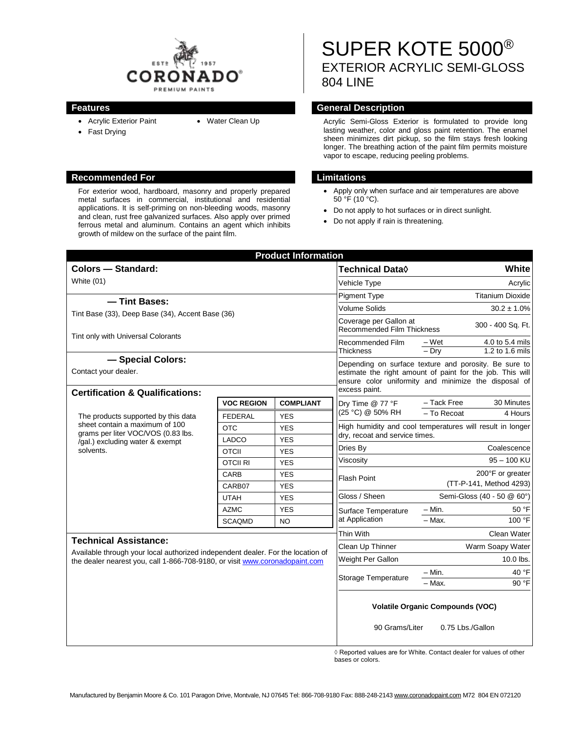# SUPER KOTE 5000®

## EXTERIOR ACRYLIC SEMI-GLOSS
## 804 LINE

### Features

- Acrylic Exterior Paint
- Fast Drying
- Water Clean Up

### General Description

Acrylic Semi-Gloss Exterior is formulated to provide long lasting weather, color and gloss paint retention. The enamel sheen minimizes dirt pickup, so the film stays fresh looking longer. The breathing action of the paint film permits moisture vapor to escape, reducing peeling problems.

### Recommended For

For exterior wood, hardboard, masonry and properly prepared metal surfaces in commercial, institutional and residential applications. It is self-priming on non-bleeding woods, masonry and clean, rust free galvanized surfaces. Also apply over primed ferrous metal and aluminum. Contains an agent which inhibits growth of mildew on the surface of the paint film.

### Limitations

- Apply only when surface and air temperatures are above 50 °F (10 °C).
- Do not apply to hot surfaces or in direct sunlight.
- Do not apply if rain is threatening.

## Product Information

### Colors — Standard:

White (01)

### — Tint Bases:

Tint Base (33), Deep Base (34), Accent Base (36)

Tint only with Universal Colorants

### — Special Colors:

Contact your dealer.

### Certification & Qualifications:

The products supported by this data sheet contain a maximum of 100 grams per liter VOC/VOS (0.83 lbs. /gal.) excluding water & exempt solvents.

| VOC REGION | COMPLIANT |
|---|---|
| FEDERAL | YES |
| OTC | YES |
| LADCO | YES |
| OTCII | YES |
| OTCII RI | YES |
| CARB | YES |
| CARB07 | YES |
| UTAH | YES |
| AZMC | YES |
| SCAQMD | NO |

### Technical Assistance:

Available through your local authorized independent dealer. For the location of the dealer nearest you, call 1-866-708-9180, or visit www.coronadopaint.com

| Technical Data◊ | | White |
|---|---|---|
| Vehicle Type | | Acrylic |
| Pigment Type | | Titanium Dioxide |
| Volume Solids | | 30.2 ± 1.0% |
| Coverage per Gallon at Recommended Film Thickness | | 300 - 400 Sq. Ft. |
| Recommended Film Thickness | – Wet | 4.0 to 5.4 mils |
| | – Dry | 1.2 to 1.6 mils |
| Depending on surface texture and porosity. Be sure to estimate the right amount of paint for the job. This will ensure color uniformity and minimize the disposal of excess paint. | | |
| Dry Time @ 77 °F (25 °C) @ 50% RH | – Tack Free | 30 Minutes |
| | – To Recoat | 4 Hours |
| High humidity and cool temperatures will result in longer dry, recoat and service times. | | |
| Dries By | | Coalescence |
| Viscosity | | 95 – 100 KU |
| Flash Point | | 200°F or greater (TT-P-141, Method 4293) |
| Gloss / Sheen | | Semi-Gloss (40 - 50 @ 60°) |
| Surface Temperature at Application | – Min. | 50 °F |
| | – Max. | 100 °F |
| Thin With | | Clean Water |
| Clean Up Thinner | | Warm Soapy Water |
| Weight Per Gallon | | 10.0 lbs. |
| Storage Temperature | – Min. | 40 °F |
| | – Max. | 90 °F |

**Volatile Organic Compounds (VOC)**

90 Grams/Liter 0.75 Lbs./Gallon

◊ Reported values are for White. Contact dealer for values of other bases or colors.

Manufactured by Benjamin Moore & Co. 101 Paragon Drive, Montvale, NJ 07645 Tel: 866-708-9180 Fax: 888-248-2143 www.coronadopaint.com M72 804 EN 072120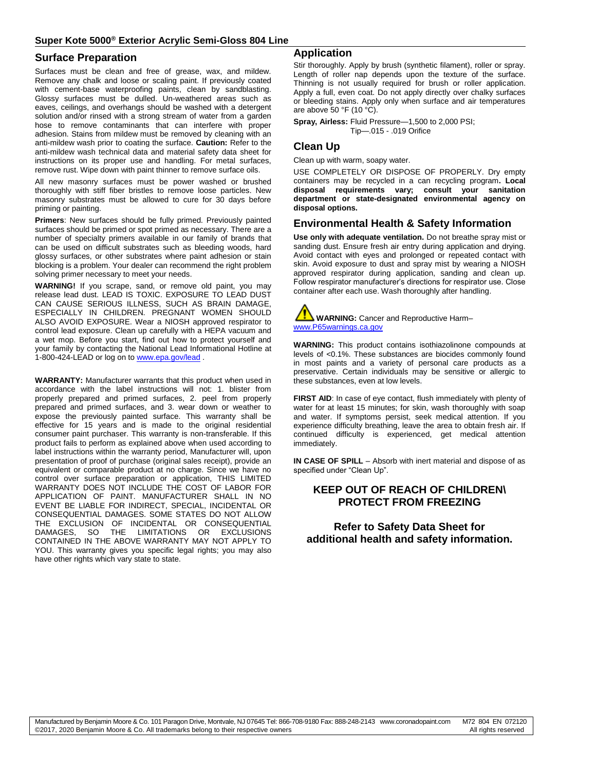## Surface Preparation

Surfaces must be clean and free of grease, wax, and mildew. Remove any chalk and loose or scaling paint. If previously coated with cement-base waterproofing paints, clean by sandblasting. Glossy surfaces must be dulled. Un-weathered areas such as eaves, ceilings, and overhangs should be washed with a detergent solution and/or rinsed with a strong stream of water from a garden hose to remove contaminants that can interfere with proper adhesion. Stains from mildew must be removed by cleaning with an anti-mildew wash prior to coating the surface. **Caution:** Refer to the anti-mildew wash technical data and material safety data sheet for instructions on its proper use and handling. For metal surfaces, remove rust. Wipe down with paint thinner to remove surface oils.

All new masonry surfaces must be power washed or brushed thoroughly with stiff fiber bristles to remove loose particles. New masonry substrates must be allowed to cure for 30 days before priming or painting.

**Primers**: New surfaces should be fully primed. Previously painted surfaces should be primed or spot primed as necessary. There are a number of specialty primers available in our family of brands that can be used on difficult substrates such as bleeding woods, hard glossy surfaces, or other substrates where paint adhesion or stain blocking is a problem. Your dealer can recommend the right problem solving primer necessary to meet your needs.

**WARNING!** If you scrape, sand, or remove old paint, you may release lead dust. LEAD IS TOXIC. EXPOSURE TO LEAD DUST CAN CAUSE SERIOUS ILLNESS, SUCH AS BRAIN DAMAGE, ESPECIALLY IN CHILDREN. PREGNANT WOMEN SHOULD ALSO AVOID EXPOSURE. Wear a NIOSH approved respirator to control lead exposure. Clean up carefully with a HEPA vacuum and a wet mop. Before you start, find out how to protect yourself and your family by contacting the National Lead Informational Hotline at 1-800-424-LEAD or log on to www.epa.gov/lead .

**WARRANTY:** Manufacturer warrants that this product when used in accordance with the label instructions will not: 1. blister from properly prepared and primed surfaces, 2. peel from properly prepared and primed surfaces, and 3. wear down or weather to expose the previously painted surface. This warranty shall be effective for 15 years and is made to the original residential consumer paint purchaser. This warranty is non-transferable. If this product fails to perform as explained above when used according to label instructions within the warranty period, Manufacturer will, upon presentation of proof of purchase (original sales receipt), provide an equivalent or comparable product at no charge. Since we have no control over surface preparation or application, THIS LIMITED WARRANTY DOES NOT INCLUDE THE COST OF LABOR FOR APPLICATION OF PAINT. MANUFACTURER SHALL IN NO EVENT BE LIABLE FOR INDIRECT, SPECIAL, INCIDENTAL OR CONSEQUENTIAL DAMAGES. SOME STATES DO NOT ALLOW THE EXCLUSION OF INCIDENTAL OR CONSEQUENTIAL DAMAGES, SO THE LIMITATIONS OR EXCLUSIONS CONTAINED IN THE ABOVE WARRANTY MAY NOT APPLY TO YOU. This warranty gives you specific legal rights; you may also have other rights which vary state to state.

## Application

Stir thoroughly. Apply by brush (synthetic filament), roller or spray. Length of roller nap depends upon the texture of the surface. Thinning is not usually required for brush or roller application. Apply a full, even coat. Do not apply directly over chalky surfaces or bleeding stains. Apply only when surface and air temperatures are above 50 °F (10 °C).

**Spray, Airless:** Fluid Pressure—1,500 to 2,000 PSI;
Tip—.015 - .019 Orifice

## Clean Up

Clean up with warm, soapy water.

USE COMPLETELY OR DISPOSE OF PROPERLY. Dry empty containers may be recycled in a can recycling program**. Local disposal requirements vary; consult your sanitation department or state-designated environmental agency on disposal options.**

## Environmental Health & Safety Information

**Use only with adequate ventilation.** Do not breathe spray mist or sanding dust. Ensure fresh air entry during application and drying. Avoid contact with eyes and prolonged or repeated contact with skin. Avoid exposure to dust and spray mist by wearing a NIOSH approved respirator during application, sanding and clean up. Follow respirator manufacturer's directions for respirator use. Close container after each use. Wash thoroughly after handling.

**WARNING:** Cancer and Reproductive Harm–
www.P65warnings.ca.gov

**WARNING:** This product contains isothiazolinone compounds at levels of <0.1%. These substances are biocides commonly found in most paints and a variety of personal care products as a preservative. Certain individuals may be sensitive or allergic to these substances, even at low levels.

**FIRST AID**: In case of eye contact, flush immediately with plenty of water for at least 15 minutes; for skin, wash thoroughly with soap and water. If symptoms persist, seek medical attention. If you experience difficulty breathing, leave the area to obtain fresh air. If continued difficulty is experienced, get medical attention immediately.

**IN CASE OF SPILL** – Absorb with inert material and dispose of as specified under "Clean Up".

**KEEP OUT OF REACH OF CHILDREN\
PROTECT FROM FREEZING**

**Refer to Safety Data Sheet for additional health and safety information.**

Manufactured by Benjamin Moore & Co. 101 Paragon Drive, Montvale, NJ 07645 Tel: 866-708-9180 Fax: 888-248-2143 www.coronadopaint.com M72 804 EN 072120
©2017, 2020 Benjamin Moore & Co. All trademarks belong to their respective owners All rights reserved